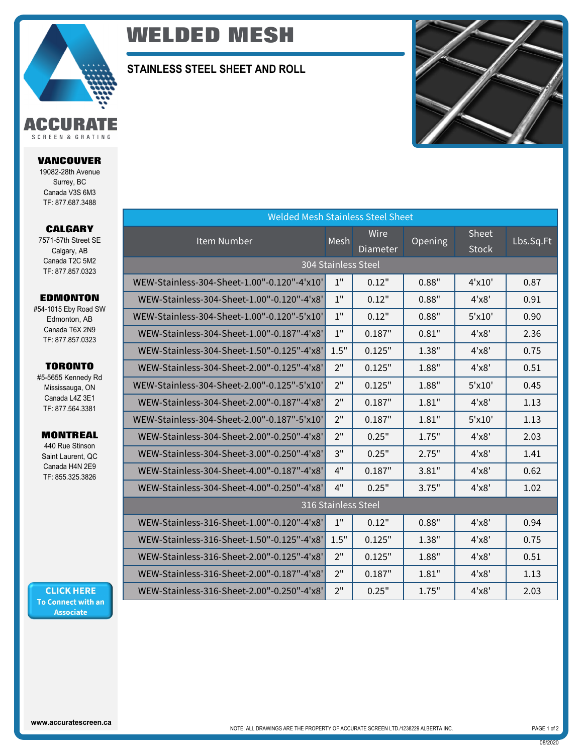# WELDED MESH

## STAINLESS STEEL SHEET AND ROLL

**ACCURATE**
SCREEN & GRATING

**VANCOUVER**
19082-28th Avenue
Surrey, BC
Canada V3S 6M3
TF: 877.687.3488

**CALGARY**
7571-57th Street SE
Calgary, AB
Canada T2C 5M2
TF: 877.857.0323

**EDMONTON**
#54-1015 Eby Road SW
Edmonton, AB
Canada T6X 2N9
TF: 877.857.0323

**TORONTO**
#5-5655 Kennedy Rd
Mississauga, ON
Canada L4Z 3E1
TF: 877.564.3381

**MONTREAL**
440 Rue Stinson
Saint Laurent, QC
Canada H4N 2E9
TF: 855.325.3826

**CLICK HERE**
To Connect with an Associate

| Welded Mesh Stainless Steel Sheet | | | | | |
|---|---|---|---|---|---|
| Item Number | Mesh | Wire Diameter | Opening | Sheet Stock | Lbs.Sq.Ft |
| 304 Stainless Steel | | | | | |
| WEW-Stainless-304-Sheet-1.00"-0.120"-4'x10' | 1" | 0.12" | 0.88" | 4'x10' | 0.87 |
| WEW-Stainless-304-Sheet-1.00"-0.120"-4'x8' | 1" | 0.12" | 0.88" | 4'x8' | 0.91 |
| WEW-Stainless-304-Sheet-1.00"-0.120"-5'x10' | 1" | 0.12" | 0.88" | 5'x10' | 0.90 |
| WEW-Stainless-304-Sheet-1.00"-0.187"-4'x8' | 1" | 0.187" | 0.81" | 4'x8' | 2.36 |
| WEW-Stainless-304-Sheet-1.50"-0.125"-4'x8' | 1.5" | 0.125" | 1.38" | 4'x8' | 0.75 |
| WEW-Stainless-304-Sheet-2.00"-0.125"-4'x8' | 2" | 0.125" | 1.88" | 4'x8' | 0.51 |
| WEW-Stainless-304-Sheet-2.00"-0.125"-5'x10' | 2" | 0.125" | 1.88" | 5'x10' | 0.45 |
| WEW-Stainless-304-Sheet-2.00"-0.187"-4'x8' | 2" | 0.187" | 1.81" | 4'x8' | 1.13 |
| WEW-Stainless-304-Sheet-2.00"-0.187"-5'x10' | 2" | 0.187" | 1.81" | 5'x10' | 1.13 |
| WEW-Stainless-304-Sheet-2.00"-0.250"-4'x8' | 2" | 0.25" | 1.75" | 4'x8' | 2.03 |
| WEW-Stainless-304-Sheet-3.00"-0.250"-4'x8' | 3" | 0.25" | 2.75" | 4'x8' | 1.41 |
| WEW-Stainless-304-Sheet-4.00"-0.187"-4'x8' | 4" | 0.187" | 3.81" | 4'x8' | 0.62 |
| WEW-Stainless-304-Sheet-4.00"-0.250"-4'x8' | 4" | 0.25" | 3.75" | 4'x8' | 1.02 |
| 316 Stainless Steel | | | | | |
| WEW-Stainless-316-Sheet-1.00"-0.120"-4'x8' | 1" | 0.12" | 0.88" | 4'x8' | 0.94 |
| WEW-Stainless-316-Sheet-1.50"-0.125"-4'x8' | 1.5" | 0.125" | 1.38" | 4'x8' | 0.75 |
| WEW-Stainless-316-Sheet-2.00"-0.125"-4'x8' | 2" | 0.125" | 1.88" | 4'x8' | 0.51 |
| WEW-Stainless-316-Sheet-2.00"-0.187"-4'x8' | 2" | 0.187" | 1.81" | 4'x8' | 1.13 |
| WEW-Stainless-316-Sheet-2.00"-0.250"-4'x8' | 2" | 0.25" | 1.75" | 4'x8' | 2.03 |

www.accuratescreen.ca

NOTE: ALL DRAWINGS ARE THE PROPERTY OF ACCURATE SCREEN LTD./1238229 ALBERTA INC.

08/2020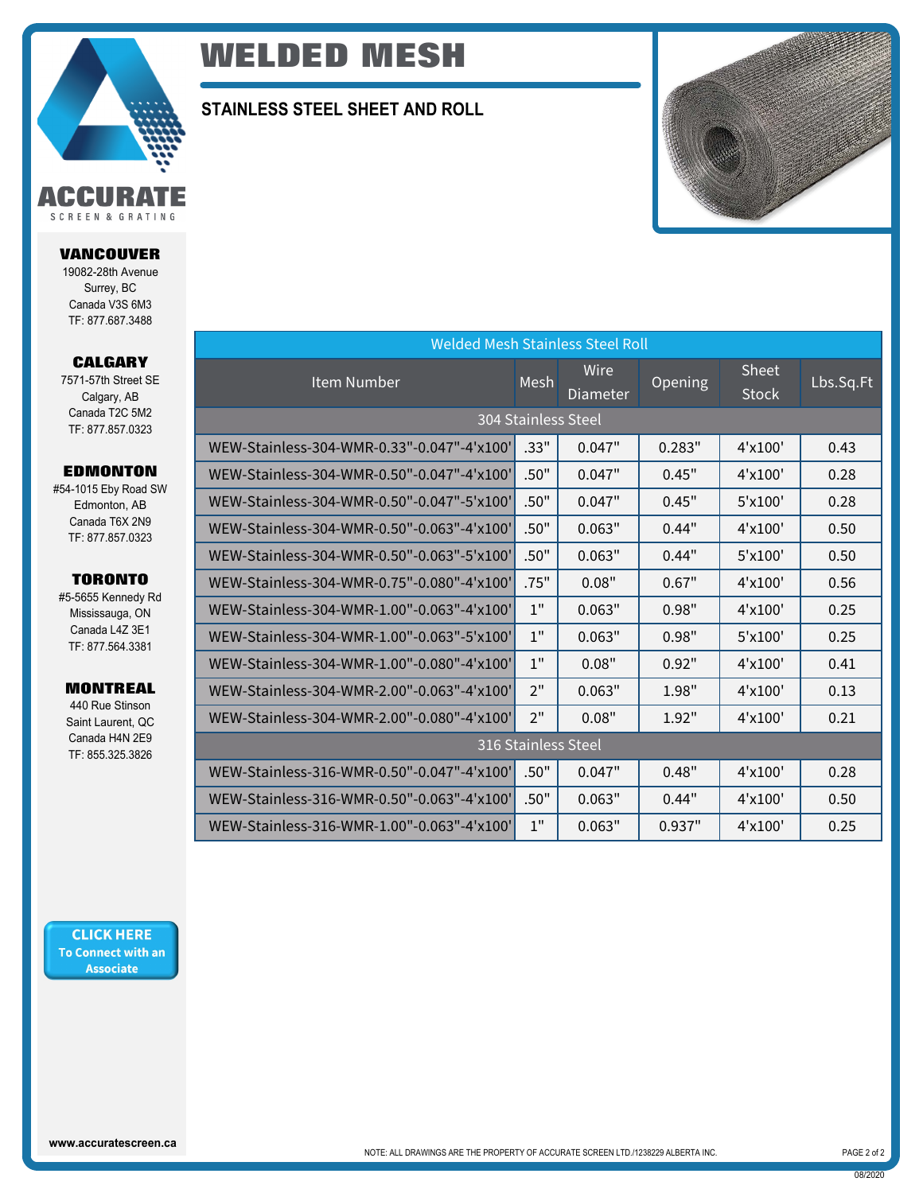# WELDED MESH

## STAINLESS STEEL SHEET AND ROLL

**ACCURATE**
SCREEN & GRATING

**VANCOUVER**
19082-28th Avenue
Surrey, BC
Canada V3S 6M3
TF: 877.687.3488

**CALGARY**
7571-57th Street SE
Calgary, AB
Canada T2C 5M2
TF: 877.857.0323

**EDMONTON**
#54-1015 Eby Road SW
Edmonton, AB
Canada T6X 2N9
TF: 877.857.0323

**TORONTO**
#5-5655 Kennedy Rd
Mississauga, ON
Canada L4Z 3E1
TF: 877.564.3381

**MONTREAL**
440 Rue Stinson
Saint Laurent, QC
Canada H4N 2E9
TF: 855.325.3826

| Welded Mesh Stainless Steel Roll | | | | | |
|---|---|---|---|---|---|
| Item Number | Mesh | Wire Diameter | Opening | Sheet Stock | Lbs.Sq.Ft |
| 304 Stainless Steel | | | | | |
| WEW-Stainless-304-WMR-0.33"-0.047"-4'x100' | .33" | 0.047" | 0.283" | 4'x100' | 0.43 |
| WEW-Stainless-304-WMR-0.50"-0.047"-4'x100' | .50" | 0.047" | 0.45" | 4'x100' | 0.28 |
| WEW-Stainless-304-WMR-0.50"-0.047"-5'x100' | .50" | 0.047" | 0.45" | 5'x100' | 0.28 |
| WEW-Stainless-304-WMR-0.50"-0.063"-4'x100' | .50" | 0.063" | 0.44" | 4'x100' | 0.50 |
| WEW-Stainless-304-WMR-0.50"-0.063"-5'x100' | .50" | 0.063" | 0.44" | 5'x100' | 0.50 |
| WEW-Stainless-304-WMR-0.75"-0.080"-4'x100' | .75" | 0.08" | 0.67" | 4'x100' | 0.56 |
| WEW-Stainless-304-WMR-1.00"-0.063"-4'x100' | 1" | 0.063" | 0.98" | 4'x100' | 0.25 |
| WEW-Stainless-304-WMR-1.00"-0.063"-5'x100' | 1" | 0.063" | 0.98" | 5'x100' | 0.25 |
| WEW-Stainless-304-WMR-1.00"-0.080"-4'x100' | 1" | 0.08" | 0.92" | 4'x100' | 0.41 |
| WEW-Stainless-304-WMR-2.00"-0.063"-4'x100' | 2" | 0.063" | 1.98" | 4'x100' | 0.13 |
| WEW-Stainless-304-WMR-2.00"-0.080"-4'x100' | 2" | 0.08" | 1.92" | 4'x100' | 0.21 |
| 316 Stainless Steel | | | | | |
| WEW-Stainless-316-WMR-0.50"-0.047"-4'x100' | .50" | 0.047" | 0.48" | 4'x100' | 0.28 |
| WEW-Stainless-316-WMR-0.50"-0.063"-4'x100' | .50" | 0.063" | 0.44" | 4'x100' | 0.50 |
| WEW-Stainless-316-WMR-1.00"-0.063"-4'x100' | 1" | 0.063" | 0.937" | 4'x100' | 0.25 |

**CLICK HERE**
**To Connect with an Associate**

www.accuratescreen.ca

NOTE: ALL DRAWINGS ARE THE PROPERTY OF ACCURATE SCREEN LTD./1238229 ALBERTA INC.

08/2020